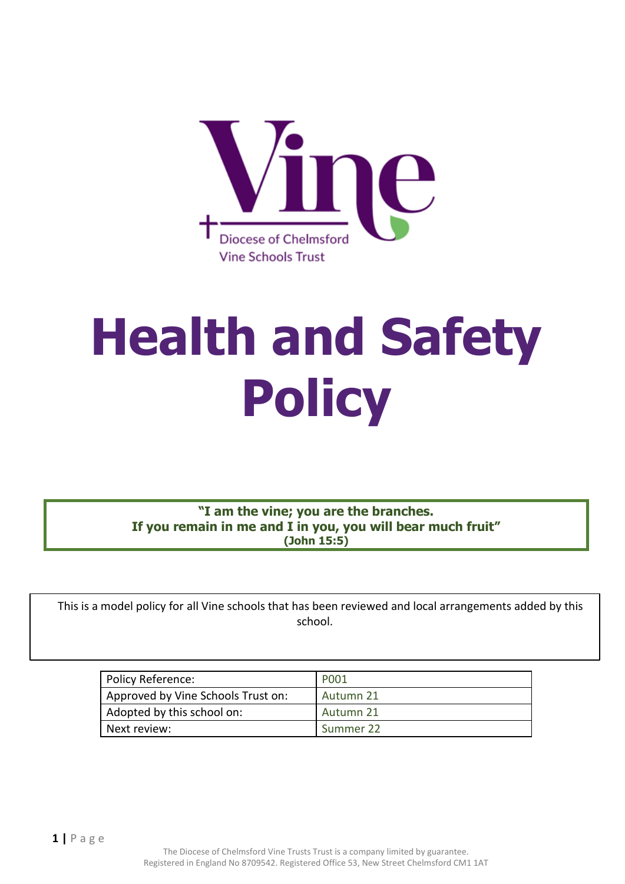Diocese of Chelmsford
Vine Schools Trust

# Health and Safety Policy

**"I am the vine; you are the branches.**
**If you remain in me and I in you, you will bear much fruit"**
**(John 15:5)**

This is a model policy for all Vine schools that has been reviewed and local arrangements added by this school.

| Policy Reference: | P001 |
|---|---|
| Approved by Vine Schools Trust on: | Autumn 21 |
| Adopted by this school on: | Autumn 21 |
| Next review: | Summer 22 |

The Diocese of Chelmsford Vine Trusts Trust is a company limited by guarantee.
Registered in England No 8709542. Registered Office 53, New Street Chelmsford CM1 1AT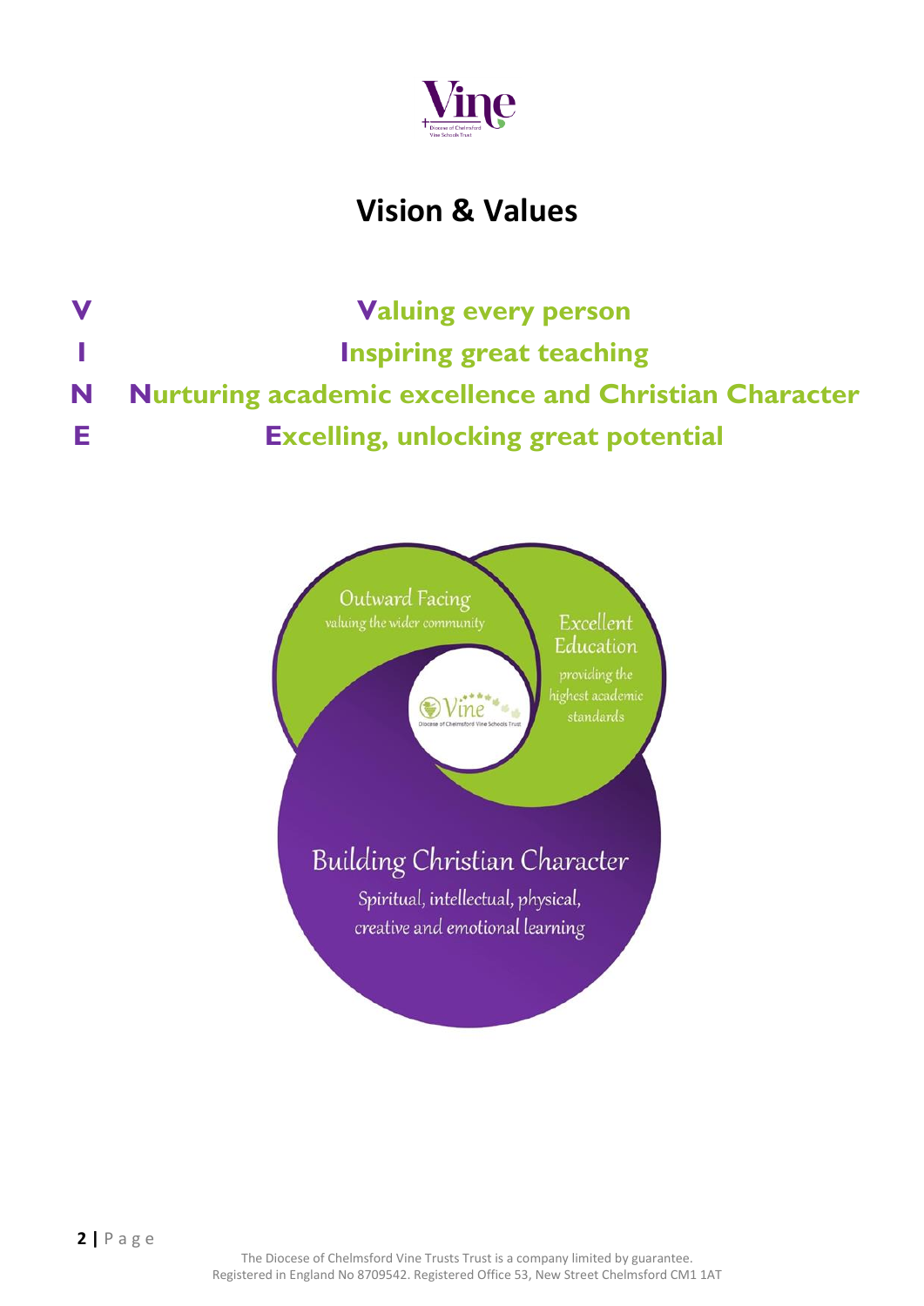# Vision & Values

**V** — **Valuing every person**

**I** — **Inspiring great teaching**

**N** — **Nurturing academic excellence and Christian Character**

**E** — **Excelling, unlocking great potential**

Outward Facing
valuing the wider community

Excellent Education
providing the highest academic standards

Building Christian Character
Spiritual, intellectual, physical, creative and emotional learning

The Diocese of Chelmsford Vine Trusts Trust is a company limited by guarantee.
Registered in England No 8709542. Registered Office 53, New Street Chelmsford CM1 1AT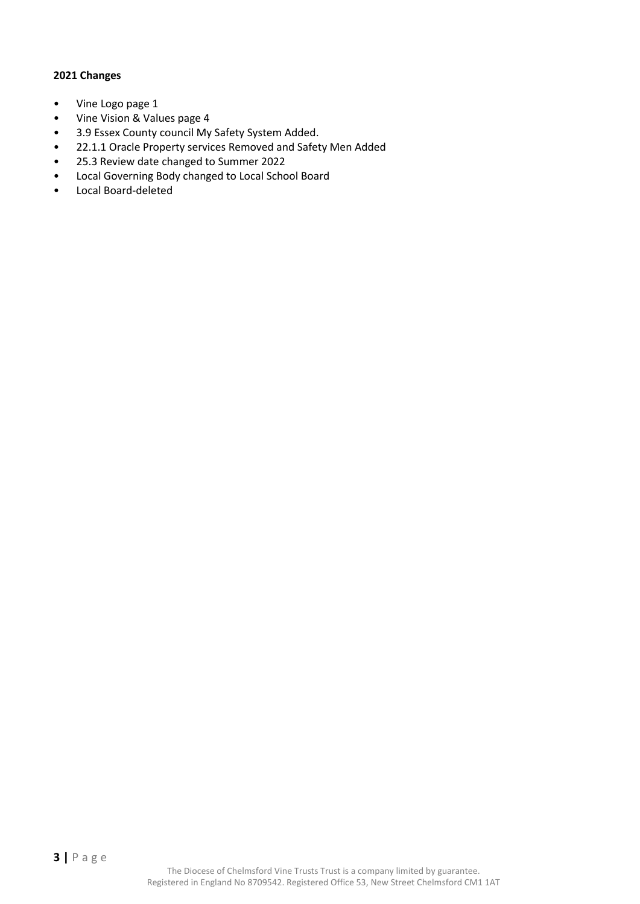**2021 Changes**

- Vine Logo page 1
- Vine Vision & Values page 4
- 3.9 Essex County council My Safety System Added.
- 22.1.1 Oracle Property services Removed and Safety Men Added
- 25.3 Review date changed to Summer 2022
- Local Governing Body changed to Local School Board
- Local Board-deleted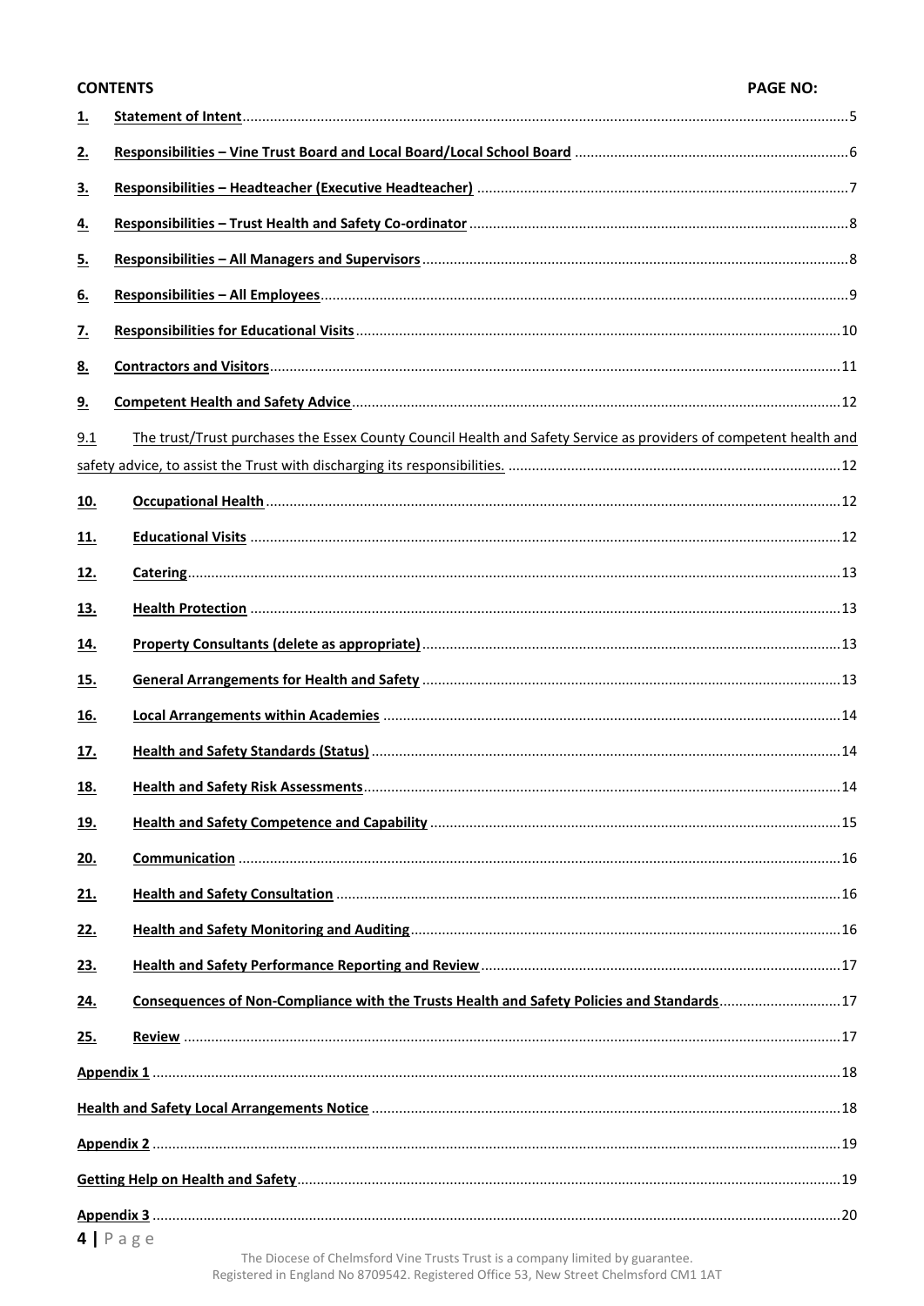**CONTENTS** **PAGE NO:**

| | | |
|---|---|---|
| 1. | Statement of Intent | 5 |
| 2. | Responsibilities – Vine Trust Board and Local Board/Local School Board | 6 |
| 3. | Responsibilities – Headteacher (Executive Headteacher) | 7 |
| 4. | Responsibilities – Trust Health and Safety Co-ordinator | 8 |
| 5. | Responsibilities – All Managers and Supervisors | 8 |
| 6. | Responsibilities – All Employees | 9 |
| 7. | Responsibilities for Educational Visits | 10 |
| 8. | Contractors and Visitors | 11 |
| 9. | Competent Health and Safety Advice | 12 |
| 9.1 | The trust/Trust purchases the Essex County Council Health and Safety Service as providers of competent health and safety advice, to assist the Trust with discharging its responsibilities. | 12 |
| 10. | Occupational Health | 12 |
| 11. | Educational Visits | 12 |
| 12. | Catering | 13 |
| 13. | Health Protection | 13 |
| 14. | Property Consultants (delete as appropriate) | 13 |
| 15. | General Arrangements for Health and Safety | 13 |
| 16. | Local Arrangements within Academies | 14 |
| 17. | Health and Safety Standards (Status) | 14 |
| 18. | Health and Safety Risk Assessments | 14 |
| 19. | Health and Safety Competence and Capability | 15 |
| 20. | Communication | 16 |
| 21. | Health and Safety Consultation | 16 |
| 22. | Health and Safety Monitoring and Auditing | 16 |
| 23. | Health and Safety Performance Reporting and Review | 17 |
| 24. | Consequences of Non-Compliance with the Trusts Health and Safety Policies and Standards | 17 |
| 25. | Review | 17 |
| | Appendix 1 | 18 |
| | Health and Safety Local Arrangements Notice | 18 |
| | Appendix 2 | 19 |
| | Getting Help on Health and Safety | 19 |
| | Appendix 3 | 20 |

The Diocese of Chelmsford Vine Trusts Trust is a company limited by guarantee.
Registered in England No 8709542. Registered Office 53, New Street Chelmsford CM1 1AT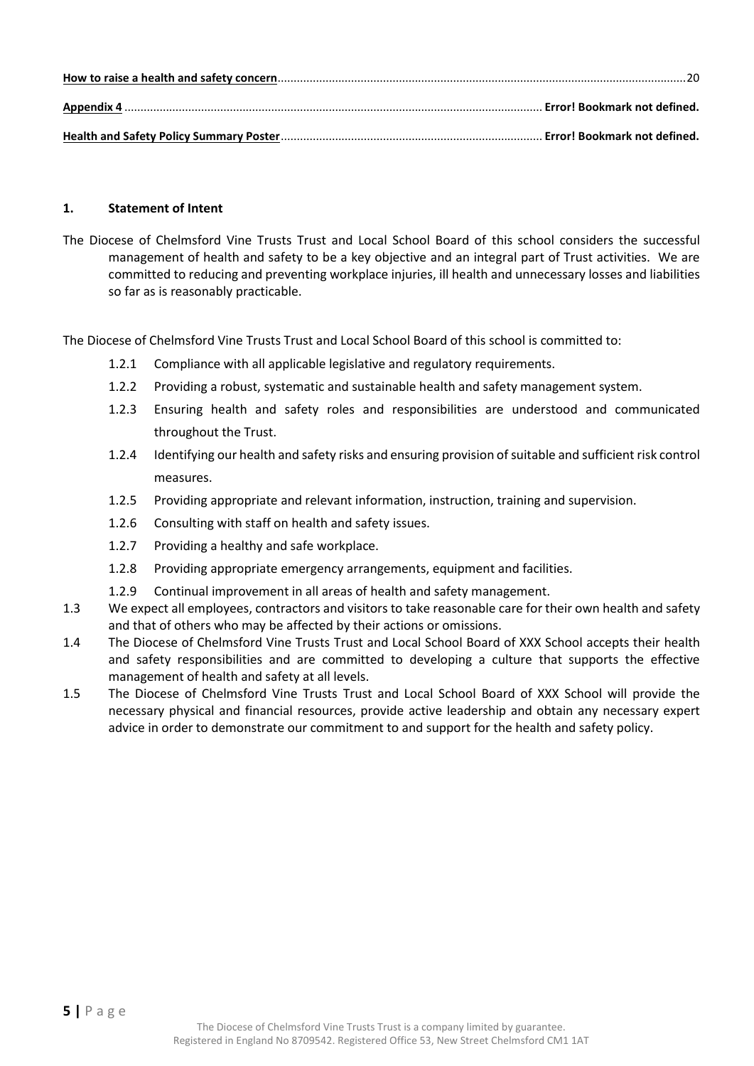**How to raise a health and safety concern**..................................................................................20

**Appendix 4** .................................................................................. **Error! Bookmark not defined.**

**Health and Safety Policy Summary Poster**........................................................ **Error! Bookmark not defined.**

## 1. Statement of Intent

The Diocese of Chelmsford Vine Trusts Trust and Local School Board of this school considers the successful management of health and safety to be a key objective and an integral part of Trust activities. We are committed to reducing and preventing workplace injuries, ill health and unnecessary losses and liabilities so far as is reasonably practicable.

The Diocese of Chelmsford Vine Trusts Trust and Local School Board of this school is committed to:

- 1.2.1 Compliance with all applicable legislative and regulatory requirements.
- 1.2.2 Providing a robust, systematic and sustainable health and safety management system.
- 1.2.3 Ensuring health and safety roles and responsibilities are understood and communicated throughout the Trust.
- 1.2.4 Identifying our health and safety risks and ensuring provision of suitable and sufficient risk control measures.
- 1.2.5 Providing appropriate and relevant information, instruction, training and supervision.
- 1.2.6 Consulting with staff on health and safety issues.
- 1.2.7 Providing a healthy and safe workplace.
- 1.2.8 Providing appropriate emergency arrangements, equipment and facilities.
- 1.2.9 Continual improvement in all areas of health and safety management.

1.3 We expect all employees, contractors and visitors to take reasonable care for their own health and safety and that of others who may be affected by their actions or omissions.

1.4 The Diocese of Chelmsford Vine Trusts Trust and Local School Board of XXX School accepts their health and safety responsibilities and are committed to developing a culture that supports the effective management of health and safety at all levels.

1.5 The Diocese of Chelmsford Vine Trusts Trust and Local School Board of XXX School will provide the necessary physical and financial resources, provide active leadership and obtain any necessary expert advice in order to demonstrate our commitment to and support for the health and safety policy.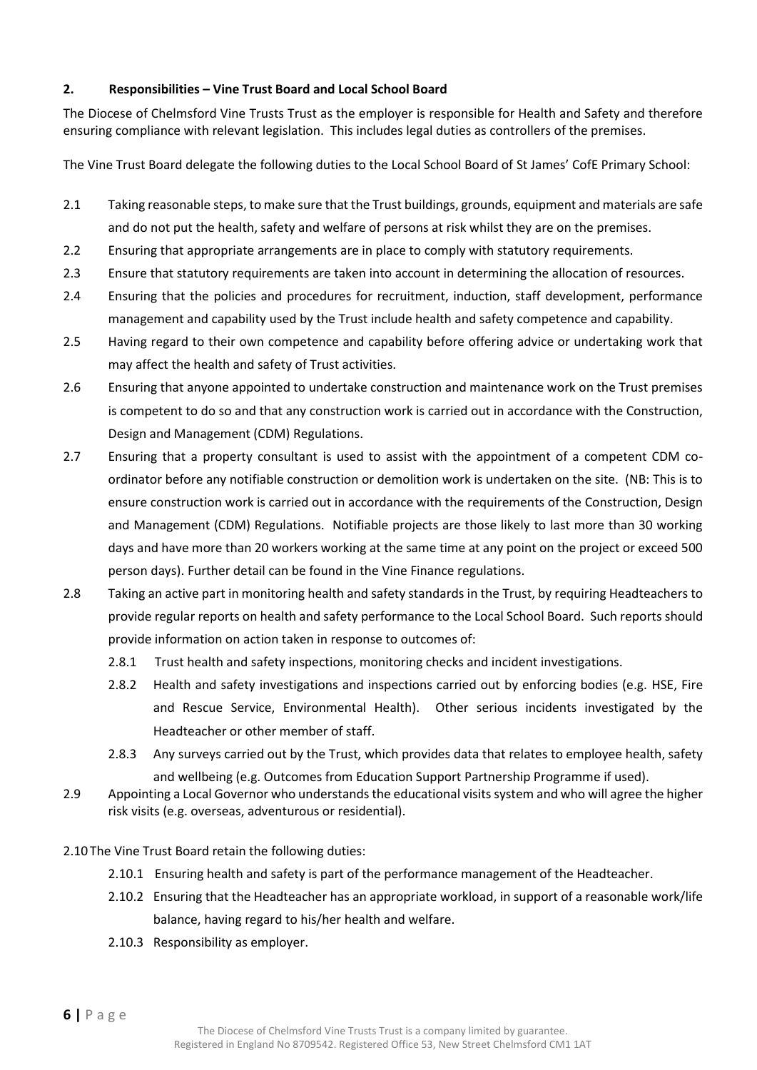## 2. Responsibilities – Vine Trust Board and Local School Board

The Diocese of Chelmsford Vine Trusts Trust as the employer is responsible for Health and Safety and therefore ensuring compliance with relevant legislation. This includes legal duties as controllers of the premises.

The Vine Trust Board delegate the following duties to the Local School Board of St James' CofE Primary School:

2.1 Taking reasonable steps, to make sure that the Trust buildings, grounds, equipment and materials are safe and do not put the health, safety and welfare of persons at risk whilst they are on the premises.

2.2 Ensuring that appropriate arrangements are in place to comply with statutory requirements.

2.3 Ensure that statutory requirements are taken into account in determining the allocation of resources.

2.4 Ensuring that the policies and procedures for recruitment, induction, staff development, performance management and capability used by the Trust include health and safety competence and capability.

2.5 Having regard to their own competence and capability before offering advice or undertaking work that may affect the health and safety of Trust activities.

2.6 Ensuring that anyone appointed to undertake construction and maintenance work on the Trust premises is competent to do so and that any construction work is carried out in accordance with the Construction, Design and Management (CDM) Regulations.

2.7 Ensuring that a property consultant is used to assist with the appointment of a competent CDM co-ordinator before any notifiable construction or demolition work is undertaken on the site. (NB: This is to ensure construction work is carried out in accordance with the requirements of the Construction, Design and Management (CDM) Regulations. Notifiable projects are those likely to last more than 30 working days and have more than 20 workers working at the same time at any point on the project or exceed 500 person days). Further detail can be found in the Vine Finance regulations.

2.8 Taking an active part in monitoring health and safety standards in the Trust, by requiring Headteachers to provide regular reports on health and safety performance to the Local School Board. Such reports should provide information on action taken in response to outcomes of:

- 2.8.1 Trust health and safety inspections, monitoring checks and incident investigations.
- 2.8.2 Health and safety investigations and inspections carried out by enforcing bodies (e.g. HSE, Fire and Rescue Service, Environmental Health). Other serious incidents investigated by the Headteacher or other member of staff.
- 2.8.3 Any surveys carried out by the Trust, which provides data that relates to employee health, safety and wellbeing (e.g. Outcomes from Education Support Partnership Programme if used).

2.9 Appointing a Local Governor who understands the educational visits system and who will agree the higher risk visits (e.g. overseas, adventurous or residential).

2.10 The Vine Trust Board retain the following duties:

- 2.10.1 Ensuring health and safety is part of the performance management of the Headteacher.
- 2.10.2 Ensuring that the Headteacher has an appropriate workload, in support of a reasonable work/life balance, having regard to his/her health and welfare.
- 2.10.3 Responsibility as employer.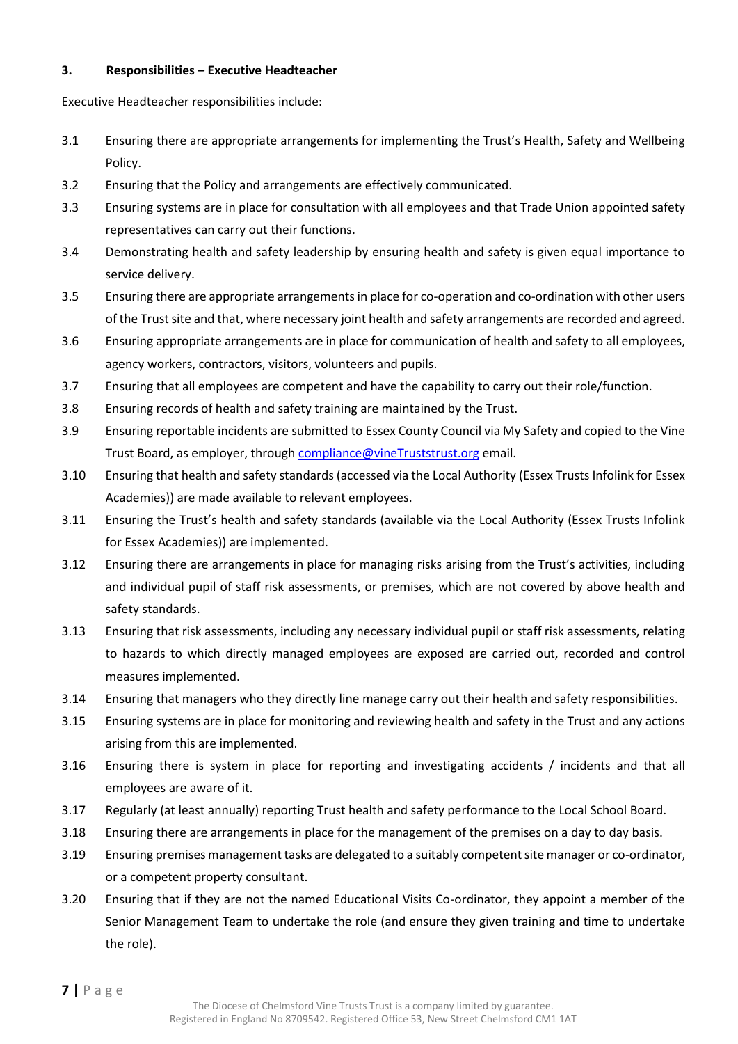### 3. Responsibilities – Executive Headteacher

Executive Headteacher responsibilities include:

3.1 Ensuring there are appropriate arrangements for implementing the Trust's Health, Safety and Wellbeing Policy.

3.2 Ensuring that the Policy and arrangements are effectively communicated.

3.3 Ensuring systems are in place for consultation with all employees and that Trade Union appointed safety representatives can carry out their functions.

3.4 Demonstrating health and safety leadership by ensuring health and safety is given equal importance to service delivery.

3.5 Ensuring there are appropriate arrangements in place for co-operation and co-ordination with other users of the Trust site and that, where necessary joint health and safety arrangements are recorded and agreed.

3.6 Ensuring appropriate arrangements are in place for communication of health and safety to all employees, agency workers, contractors, visitors, volunteers and pupils.

3.7 Ensuring that all employees are competent and have the capability to carry out their role/function.

3.8 Ensuring records of health and safety training are maintained by the Trust.

3.9 Ensuring reportable incidents are submitted to Essex County Council via My Safety and copied to the Vine Trust Board, as employer, through [compliance@vineTruststrust.org](mailto:compliance@vineTruststrust.org) email.

3.10 Ensuring that health and safety standards (accessed via the Local Authority (Essex Trusts Infolink for Essex Academies)) are made available to relevant employees.

3.11 Ensuring the Trust's health and safety standards (available via the Local Authority (Essex Trusts Infolink for Essex Academies)) are implemented.

3.12 Ensuring there are arrangements in place for managing risks arising from the Trust's activities, including and individual pupil of staff risk assessments, or premises, which are not covered by above health and safety standards.

3.13 Ensuring that risk assessments, including any necessary individual pupil or staff risk assessments, relating to hazards to which directly managed employees are exposed are carried out, recorded and control measures implemented.

3.14 Ensuring that managers who they directly line manage carry out their health and safety responsibilities.

3.15 Ensuring systems are in place for monitoring and reviewing health and safety in the Trust and any actions arising from this are implemented.

3.16 Ensuring there is system in place for reporting and investigating accidents / incidents and that all employees are aware of it.

3.17 Regularly (at least annually) reporting Trust health and safety performance to the Local School Board.

3.18 Ensuring there are arrangements in place for the management of the premises on a day to day basis.

3.19 Ensuring premises management tasks are delegated to a suitably competent site manager or co-ordinator, or a competent property consultant.

3.20 Ensuring that if they are not the named Educational Visits Co-ordinator, they appoint a member of the Senior Management Team to undertake the role (and ensure they given training and time to undertake the role).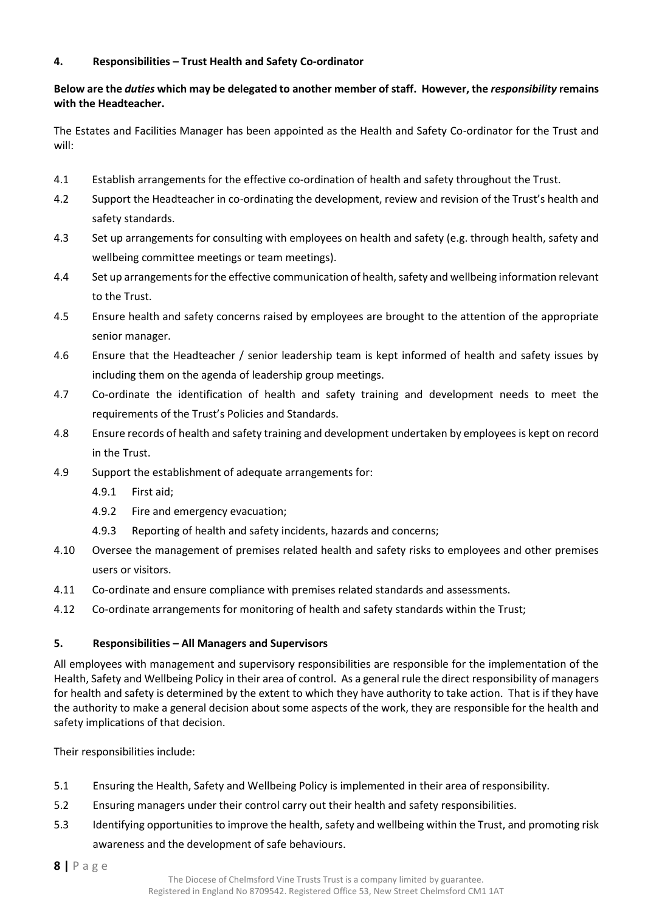## 4. Responsibilities – Trust Health and Safety Co-ordinator

**Below are the *duties* which may be delegated to another member of staff. However, the *responsibility* remains with the Headteacher.**

The Estates and Facilities Manager has been appointed as the Health and Safety Co-ordinator for the Trust and will:

4.1 Establish arrangements for the effective co-ordination of health and safety throughout the Trust.

4.2 Support the Headteacher in co-ordinating the development, review and revision of the Trust's health and safety standards.

4.3 Set up arrangements for consulting with employees on health and safety (e.g. through health, safety and wellbeing committee meetings or team meetings).

4.4 Set up arrangements for the effective communication of health, safety and wellbeing information relevant to the Trust.

4.5 Ensure health and safety concerns raised by employees are brought to the attention of the appropriate senior manager.

4.6 Ensure that the Headteacher / senior leadership team is kept informed of health and safety issues by including them on the agenda of leadership group meetings.

4.7 Co-ordinate the identification of health and safety training and development needs to meet the requirements of the Trust's Policies and Standards.

4.8 Ensure records of health and safety training and development undertaken by employees is kept on record in the Trust.

4.9 Support the establishment of adequate arrangements for:

- 4.9.1 First aid;
- 4.9.2 Fire and emergency evacuation;
- 4.9.3 Reporting of health and safety incidents, hazards and concerns;

4.10 Oversee the management of premises related health and safety risks to employees and other premises users or visitors.

4.11 Co-ordinate and ensure compliance with premises related standards and assessments.

4.12 Co-ordinate arrangements for monitoring of health and safety standards within the Trust;

## 5. Responsibilities – All Managers and Supervisors

All employees with management and supervisory responsibilities are responsible for the implementation of the Health, Safety and Wellbeing Policy in their area of control. As a general rule the direct responsibility of managers for health and safety is determined by the extent to which they have authority to take action. That is if they have the authority to make a general decision about some aspects of the work, they are responsible for the health and safety implications of that decision.

Their responsibilities include:

5.1 Ensuring the Health, Safety and Wellbeing Policy is implemented in their area of responsibility.

5.2 Ensuring managers under their control carry out their health and safety responsibilities.

5.3 Identifying opportunities to improve the health, safety and wellbeing within the Trust, and promoting risk awareness and the development of safe behaviours.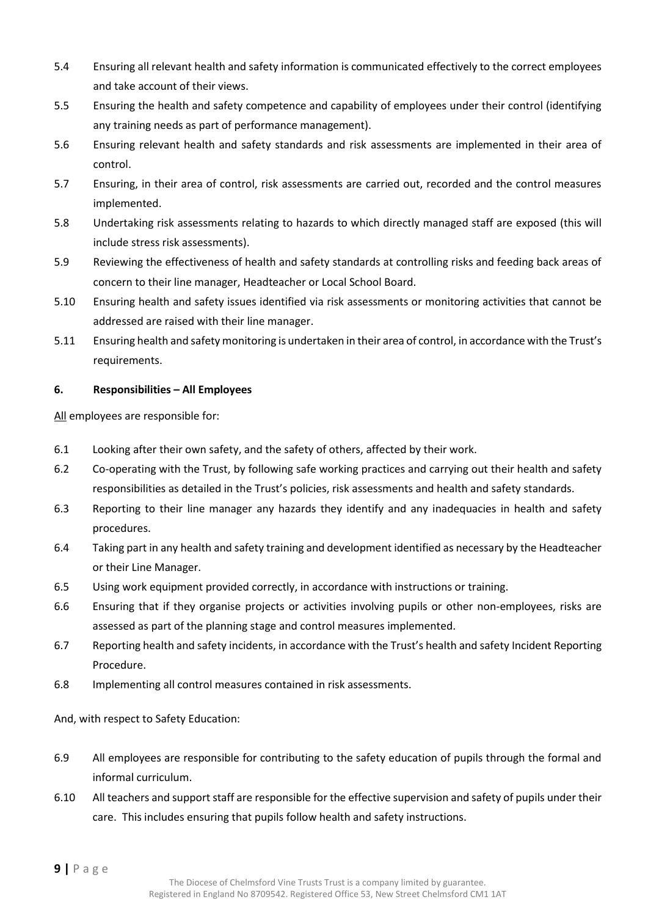5.4 Ensuring all relevant health and safety information is communicated effectively to the correct employees and take account of their views.

5.5 Ensuring the health and safety competence and capability of employees under their control (identifying any training needs as part of performance management).

5.6 Ensuring relevant health and safety standards and risk assessments are implemented in their area of control.

5.7 Ensuring, in their area of control, risk assessments are carried out, recorded and the control measures implemented.

5.8 Undertaking risk assessments relating to hazards to which directly managed staff are exposed (this will include stress risk assessments).

5.9 Reviewing the effectiveness of health and safety standards at controlling risks and feeding back areas of concern to their line manager, Headteacher or Local School Board.

5.10 Ensuring health and safety issues identified via risk assessments or monitoring activities that cannot be addressed are raised with their line manager.

5.11 Ensuring health and safety monitoring is undertaken in their area of control, in accordance with the Trust's requirements.

## 6. Responsibilities – All Employees

All employees are responsible for:

6.1 Looking after their own safety, and the safety of others, affected by their work.

6.2 Co-operating with the Trust, by following safe working practices and carrying out their health and safety responsibilities as detailed in the Trust's policies, risk assessments and health and safety standards.

6.3 Reporting to their line manager any hazards they identify and any inadequacies in health and safety procedures.

6.4 Taking part in any health and safety training and development identified as necessary by the Headteacher or their Line Manager.

6.5 Using work equipment provided correctly, in accordance with instructions or training.

6.6 Ensuring that if they organise projects or activities involving pupils or other non-employees, risks are assessed as part of the planning stage and control measures implemented.

6.7 Reporting health and safety incidents, in accordance with the Trust's health and safety Incident Reporting Procedure.

6.8 Implementing all control measures contained in risk assessments.

And, with respect to Safety Education:

6.9 All employees are responsible for contributing to the safety education of pupils through the formal and informal curriculum.

6.10 All teachers and support staff are responsible for the effective supervision and safety of pupils under their care. This includes ensuring that pupils follow health and safety instructions.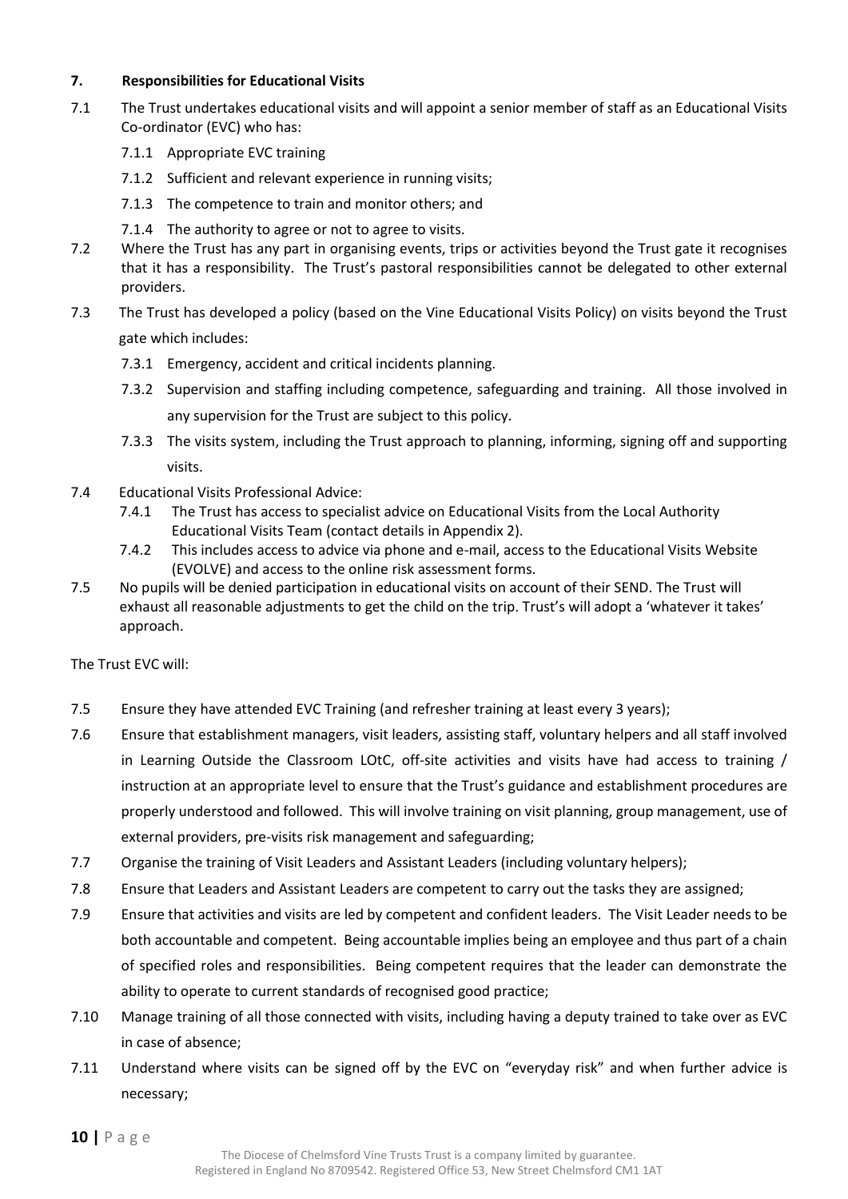## 7. Responsibilities for Educational Visits

7.1 The Trust undertakes educational visits and will appoint a senior member of staff as an Educational Visits Co-ordinator (EVC) who has:

- 7.1.1 Appropriate EVC training
- 7.1.2 Sufficient and relevant experience in running visits;
- 7.1.3 The competence to train and monitor others; and
- 7.1.4 The authority to agree or not to agree to visits.

7.2 Where the Trust has any part in organising events, trips or activities beyond the Trust gate it recognises that it has a responsibility. The Trust's pastoral responsibilities cannot be delegated to other external providers.

7.3 The Trust has developed a policy (based on the Vine Educational Visits Policy) on visits beyond the Trust gate which includes:

- 7.3.1 Emergency, accident and critical incidents planning.
- 7.3.2 Supervision and staffing including competence, safeguarding and training. All those involved in any supervision for the Trust are subject to this policy.
- 7.3.3 The visits system, including the Trust approach to planning, informing, signing off and supporting visits.

7.4 Educational Visits Professional Advice:

- 7.4.1 The Trust has access to specialist advice on Educational Visits from the Local Authority Educational Visits Team (contact details in Appendix 2).
- 7.4.2 This includes access to advice via phone and e-mail, access to the Educational Visits Website (EVOLVE) and access to the online risk assessment forms.

7.5 No pupils will be denied participation in educational visits on account of their SEND. The Trust will exhaust all reasonable adjustments to get the child on the trip. Trust's will adopt a 'whatever it takes' approach.

The Trust EVC will:

7.5 Ensure they have attended EVC Training (and refresher training at least every 3 years);

7.6 Ensure that establishment managers, visit leaders, assisting staff, voluntary helpers and all staff involved in Learning Outside the Classroom LOtC, off-site activities and visits have had access to training / instruction at an appropriate level to ensure that the Trust's guidance and establishment procedures are properly understood and followed. This will involve training on visit planning, group management, use of external providers, pre-visits risk management and safeguarding;

7.7 Organise the training of Visit Leaders and Assistant Leaders (including voluntary helpers);

7.8 Ensure that Leaders and Assistant Leaders are competent to carry out the tasks they are assigned;

7.9 Ensure that activities and visits are led by competent and confident leaders. The Visit Leader needs to be both accountable and competent. Being accountable implies being an employee and thus part of a chain of specified roles and responsibilities. Being competent requires that the leader can demonstrate the ability to operate to current standards of recognised good practice;

7.10 Manage training of all those connected with visits, including having a deputy trained to take over as EVC in case of absence;

7.11 Understand where visits can be signed off by the EVC on "everyday risk" and when further advice is necessary;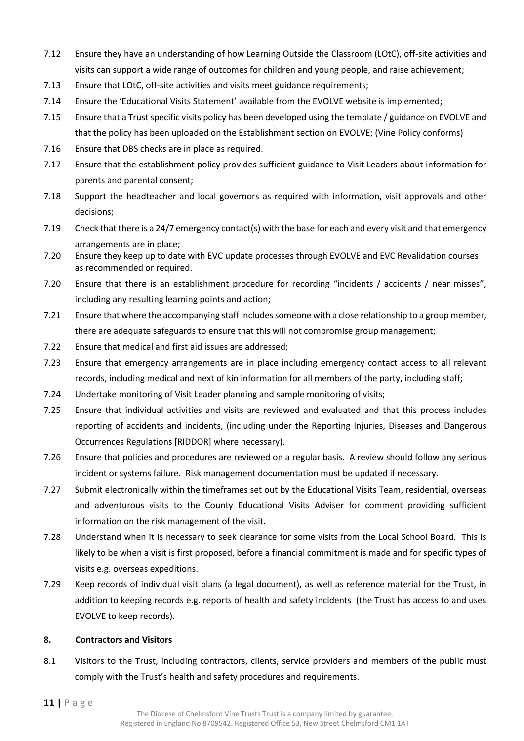7.12 Ensure they have an understanding of how Learning Outside the Classroom (LOtC), off-site activities and visits can support a wide range of outcomes for children and young people, and raise achievement;

7.13 Ensure that LOtC, off-site activities and visits meet guidance requirements;

7.14 Ensure the 'Educational Visits Statement' available from the EVOLVE website is implemented;

7.15 Ensure that a Trust specific visits policy has been developed using the template / guidance on EVOLVE and that the policy has been uploaded on the Establishment section on EVOLVE; (Vine Policy conforms)

7.16 Ensure that DBS checks are in place as required.

7.17 Ensure that the establishment policy provides sufficient guidance to Visit Leaders about information for parents and parental consent;

7.18 Support the headteacher and local governors as required with information, visit approvals and other decisions;

7.19 Check that there is a 24/7 emergency contact(s) with the base for each and every visit and that emergency arrangements are in place;

7.20 Ensure they keep up to date with EVC update processes through EVOLVE and EVC Revalidation courses as recommended or required.

7.20 Ensure that there is an establishment procedure for recording "incidents / accidents / near misses", including any resulting learning points and action;

7.21 Ensure that where the accompanying staff includes someone with a close relationship to a group member, there are adequate safeguards to ensure that this will not compromise group management;

7.22 Ensure that medical and first aid issues are addressed;

7.23 Ensure that emergency arrangements are in place including emergency contact access to all relevant records, including medical and next of kin information for all members of the party, including staff;

7.24 Undertake monitoring of Visit Leader planning and sample monitoring of visits;

7.25 Ensure that individual activities and visits are reviewed and evaluated and that this process includes reporting of accidents and incidents, (including under the Reporting Injuries, Diseases and Dangerous Occurrences Regulations [RIDDOR] where necessary).

7.26 Ensure that policies and procedures are reviewed on a regular basis. A review should follow any serious incident or systems failure. Risk management documentation must be updated if necessary.

7.27 Submit electronically within the timeframes set out by the Educational Visits Team, residential, overseas and adventurous visits to the County Educational Visits Adviser for comment providing sufficient information on the risk management of the visit.

7.28 Understand when it is necessary to seek clearance for some visits from the Local School Board. This is likely to be when a visit is first proposed, before a financial commitment is made and for specific types of visits e.g. overseas expeditions.

7.29 Keep records of individual visit plans (a legal document), as well as reference material for the Trust, in addition to keeping records e.g. reports of health and safety incidents (the Trust has access to and uses EVOLVE to keep records).

## 8. Contractors and Visitors

8.1 Visitors to the Trust, including contractors, clients, service providers and members of the public must comply with the Trust's health and safety procedures and requirements.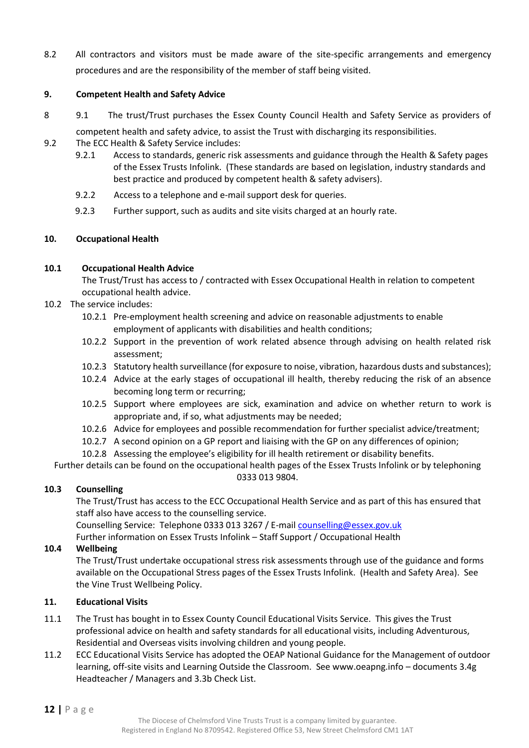8.2 All contractors and visitors must be made aware of the site-specific arrangements and emergency procedures and are the responsibility of the member of staff being visited.

## 9. Competent Health and Safety Advice

8 9.1 The trust/Trust purchases the Essex County Council Health and Safety Service as providers of competent health and safety advice, to assist the Trust with discharging its responsibilities.

9.2 The ECC Health & Safety Service includes:

9.2.1 Access to standards, generic risk assessments and guidance through the Health & Safety pages of the Essex Trusts Infolink. (These standards are based on legislation, industry standards and best practice and produced by competent health & safety advisers).

9.2.2 Access to a telephone and e-mail support desk for queries.

9.2.3 Further support, such as audits and site visits charged at an hourly rate.

## 10. Occupational Health

### 10.1 Occupational Health Advice

The Trust/Trust has access to / contracted with Essex Occupational Health in relation to competent occupational health advice.

10.2 The service includes:

10.2.1 Pre-employment health screening and advice on reasonable adjustments to enable employment of applicants with disabilities and health conditions;

10.2.2 Support in the prevention of work related absence through advising on health related risk assessment;

10.2.3 Statutory health surveillance (for exposure to noise, vibration, hazardous dusts and substances);

10.2.4 Advice at the early stages of occupational ill health, thereby reducing the risk of an absence becoming long term or recurring;

10.2.5 Support where employees are sick, examination and advice on whether return to work is appropriate and, if so, what adjustments may be needed;

10.2.6 Advice for employees and possible recommendation for further specialist advice/treatment;

10.2.7 A second opinion on a GP report and liaising with the GP on any differences of opinion;

10.2.8 Assessing the employee's eligibility for ill health retirement or disability benefits.

Further details can be found on the occupational health pages of the Essex Trusts Infolink or by telephoning 0333 013 9804.

### 10.3 Counselling

The Trust/Trust has access to the ECC Occupational Health Service and as part of this has ensured that staff also have access to the counselling service.

Counselling Service: Telephone 0333 013 3267 / E-mail counselling@essex.gov.uk

Further information on Essex Trusts Infolink – Staff Support / Occupational Health

### 10.4 Wellbeing

The Trust/Trust undertake occupational stress risk assessments through use of the guidance and forms available on the Occupational Stress pages of the Essex Trusts Infolink. (Health and Safety Area). See the Vine Trust Wellbeing Policy.

## 11. Educational Visits

11.1 The Trust has bought in to Essex County Council Educational Visits Service. This gives the Trust professional advice on health and safety standards for all educational visits, including Adventurous, Residential and Overseas visits involving children and young people.

11.2 ECC Educational Visits Service has adopted the OEAP National Guidance for the Management of outdoor learning, off-site visits and Learning Outside the Classroom. See www.oeapng.info – documents 3.4g Headteacher / Managers and 3.3b Check List.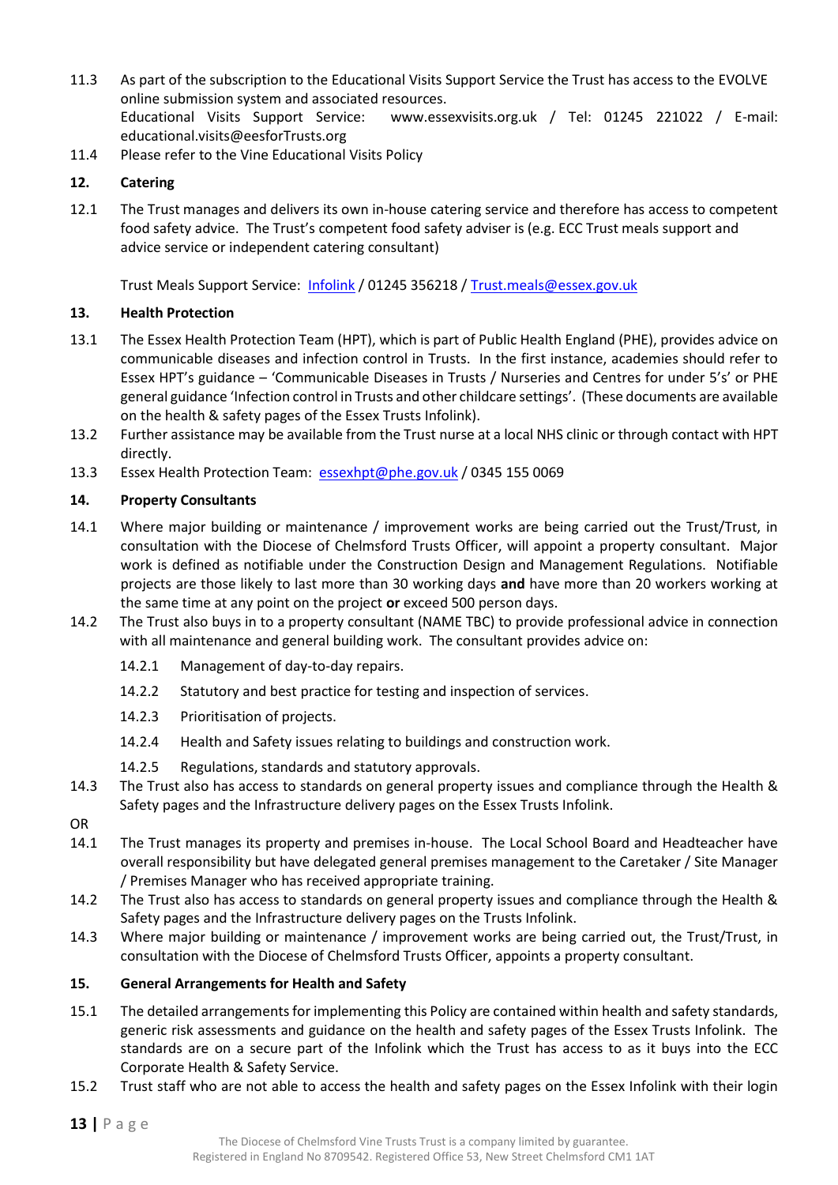11.3 As part of the subscription to the Educational Visits Support Service the Trust has access to the EVOLVE online submission system and associated resources.
Educational Visits Support Service: www.essexvisits.org.uk / Tel: 01245 221022 / E-mail: educational.visits@eesforTrusts.org

11.4 Please refer to the Vine Educational Visits Policy

## 12. Catering

12.1 The Trust manages and delivers its own in-house catering service and therefore has access to competent food safety advice. The Trust's competent food safety adviser is (e.g. ECC Trust meals support and advice service or independent catering consultant)

Trust Meals Support Service: Infolink / 01245 356218 / Trust.meals@essex.gov.uk

## 13. Health Protection

13.1 The Essex Health Protection Team (HPT), which is part of Public Health England (PHE), provides advice on communicable diseases and infection control in Trusts. In the first instance, academies should refer to Essex HPT's guidance – 'Communicable Diseases in Trusts / Nurseries and Centres for under 5's' or PHE general guidance 'Infection control in Trusts and other childcare settings'. (These documents are available on the health & safety pages of the Essex Trusts Infolink).

13.2 Further assistance may be available from the Trust nurse at a local NHS clinic or through contact with HPT directly.

13.3 Essex Health Protection Team: essexhpt@phe.gov.uk / 0345 155 0069

## 14. Property Consultants

14.1 Where major building or maintenance / improvement works are being carried out the Trust/Trust, in consultation with the Diocese of Chelmsford Trusts Officer, will appoint a property consultant. Major work is defined as notifiable under the Construction Design and Management Regulations. Notifiable projects are those likely to last more than 30 working days **and** have more than 20 workers working at the same time at any point on the project **or** exceed 500 person days.

14.2 The Trust also buys in to a property consultant (NAME TBC) to provide professional advice in connection with all maintenance and general building work. The consultant provides advice on:

14.2.1 Management of day-to-day repairs.

14.2.2 Statutory and best practice for testing and inspection of services.

14.2.3 Prioritisation of projects.

14.2.4 Health and Safety issues relating to buildings and construction work.

14.2.5 Regulations, standards and statutory approvals.

14.3 The Trust also has access to standards on general property issues and compliance through the Health & Safety pages and the Infrastructure delivery pages on the Essex Trusts Infolink.

OR

14.1 The Trust manages its property and premises in-house. The Local School Board and Headteacher have overall responsibility but have delegated general premises management to the Caretaker / Site Manager / Premises Manager who has received appropriate training.

14.2 The Trust also has access to standards on general property issues and compliance through the Health & Safety pages and the Infrastructure delivery pages on the Trusts Infolink.

14.3 Where major building or maintenance / improvement works are being carried out, the Trust/Trust, in consultation with the Diocese of Chelmsford Trusts Officer, appoints a property consultant.

## 15. General Arrangements for Health and Safety

15.1 The detailed arrangements for implementing this Policy are contained within health and safety standards, generic risk assessments and guidance on the health and safety pages of the Essex Trusts Infolink. The standards are on a secure part of the Infolink which the Trust has access to as it buys into the ECC Corporate Health & Safety Service.

15.2 Trust staff who are not able to access the health and safety pages on the Essex Infolink with their login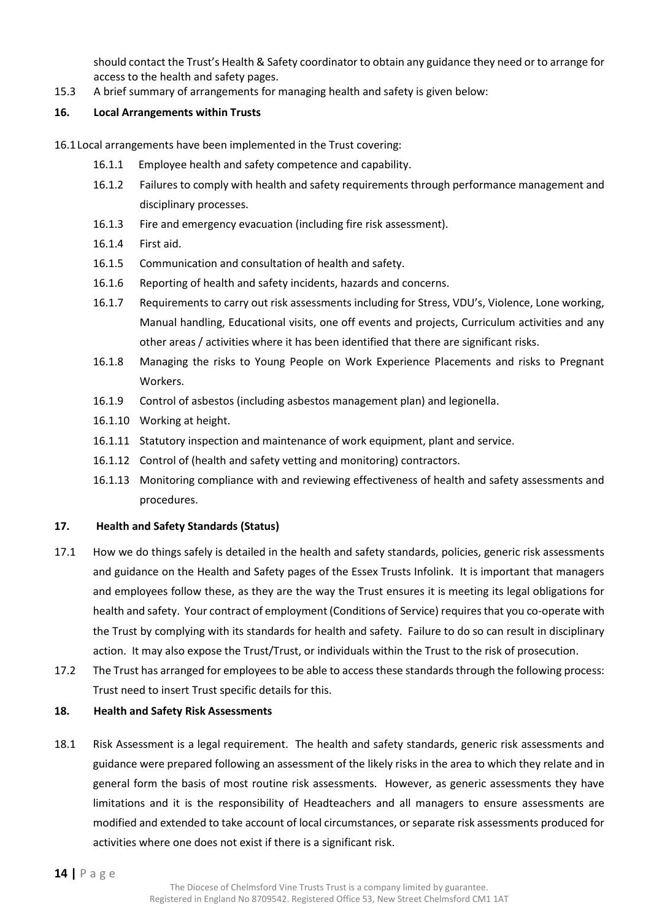should contact the Trust's Health & Safety coordinator to obtain any guidance they need or to arrange for access to the health and safety pages.

15.3 A brief summary of arrangements for managing health and safety is given below:

## 16. Local Arrangements within Trusts

16.1 Local arrangements have been implemented in the Trust covering:

- 16.1.1 Employee health and safety competence and capability.
- 16.1.2 Failures to comply with health and safety requirements through performance management and disciplinary processes.
- 16.1.3 Fire and emergency evacuation (including fire risk assessment).
- 16.1.4 First aid.
- 16.1.5 Communication and consultation of health and safety.
- 16.1.6 Reporting of health and safety incidents, hazards and concerns.
- 16.1.7 Requirements to carry out risk assessments including for Stress, VDU's, Violence, Lone working, Manual handling, Educational visits, one off events and projects, Curriculum activities and any other areas / activities where it has been identified that there are significant risks.
- 16.1.8 Managing the risks to Young People on Work Experience Placements and risks to Pregnant Workers.
- 16.1.9 Control of asbestos (including asbestos management plan) and legionella.
- 16.1.10 Working at height.
- 16.1.11 Statutory inspection and maintenance of work equipment, plant and service.
- 16.1.12 Control of (health and safety vetting and monitoring) contractors.
- 16.1.13 Monitoring compliance with and reviewing effectiveness of health and safety assessments and procedures.

## 17. Health and Safety Standards (Status)

17.1 How we do things safely is detailed in the health and safety standards, policies, generic risk assessments and guidance on the Health and Safety pages of the Essex Trusts Infolink. It is important that managers and employees follow these, as they are the way the Trust ensures it is meeting its legal obligations for health and safety. Your contract of employment (Conditions of Service) requires that you co-operate with the Trust by complying with its standards for health and safety. Failure to do so can result in disciplinary action. It may also expose the Trust/Trust, or individuals within the Trust to the risk of prosecution.

17.2 The Trust has arranged for employees to be able to access these standards through the following process: Trust need to insert Trust specific details for this.

## 18. Health and Safety Risk Assessments

18.1 Risk Assessment is a legal requirement. The health and safety standards, generic risk assessments and guidance were prepared following an assessment of the likely risks in the area to which they relate and in general form the basis of most routine risk assessments. However, as generic assessments they have limitations and it is the responsibility of Headteachers and all managers to ensure assessments are modified and extended to take account of local circumstances, or separate risk assessments produced for activities where one does not exist if there is a significant risk.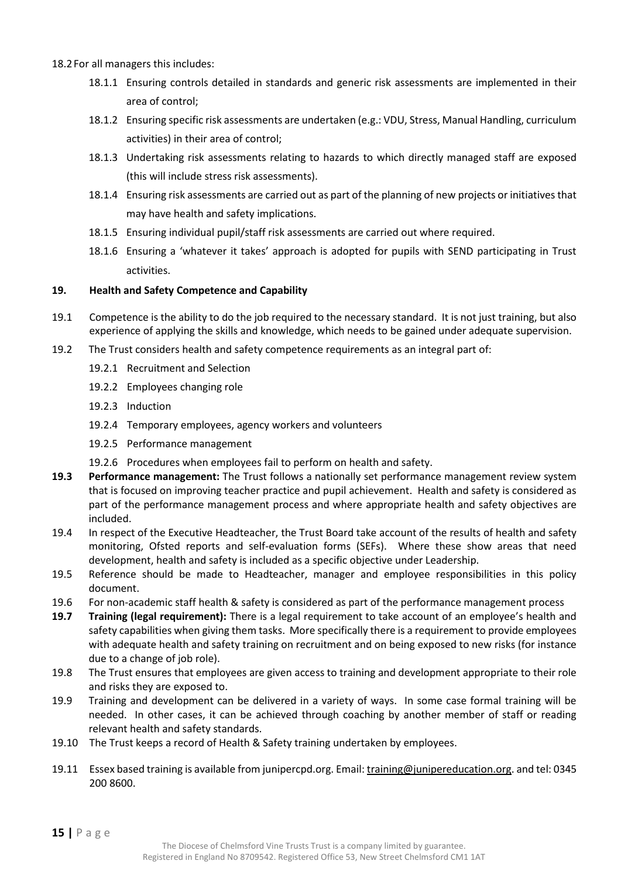18.2 For all managers this includes:

- 18.1.1 Ensuring controls detailed in standards and generic risk assessments are implemented in their area of control;
- 18.1.2 Ensuring specific risk assessments are undertaken (e.g.: VDU, Stress, Manual Handling, curriculum activities) in their area of control;
- 18.1.3 Undertaking risk assessments relating to hazards to which directly managed staff are exposed (this will include stress risk assessments).
- 18.1.4 Ensuring risk assessments are carried out as part of the planning of new projects or initiatives that may have health and safety implications.
- 18.1.5 Ensuring individual pupil/staff risk assessments are carried out where required.
- 18.1.6 Ensuring a 'whatever it takes' approach is adopted for pupils with SEND participating in Trust activities.

## 19. Health and Safety Competence and Capability

19.1 Competence is the ability to do the job required to the necessary standard. It is not just training, but also experience of applying the skills and knowledge, which needs to be gained under adequate supervision.

19.2 The Trust considers health and safety competence requirements as an integral part of:

- 19.2.1 Recruitment and Selection
- 19.2.2 Employees changing role
- 19.2.3 Induction
- 19.2.4 Temporary employees, agency workers and volunteers
- 19.2.5 Performance management
- 19.2.6 Procedures when employees fail to perform on health and safety.

**19.3 Performance management:** The Trust follows a nationally set performance management review system that is focused on improving teacher practice and pupil achievement. Health and safety is considered as part of the performance management process and where appropriate health and safety objectives are included.

19.4 In respect of the Executive Headteacher, the Trust Board take account of the results of health and safety monitoring, Ofsted reports and self-evaluation forms (SEFs). Where these show areas that need development, health and safety is included as a specific objective under Leadership.

19.5 Reference should be made to Headteacher, manager and employee responsibilities in this policy document.

19.6 For non-academic staff health & safety is considered as part of the performance management process

**19.7 Training (legal requirement):** There is a legal requirement to take account of an employee's health and safety capabilities when giving them tasks. More specifically there is a requirement to provide employees with adequate health and safety training on recruitment and on being exposed to new risks (for instance due to a change of job role).

19.8 The Trust ensures that employees are given access to training and development appropriate to their role and risks they are exposed to.

19.9 Training and development can be delivered in a variety of ways. In some case formal training will be needed. In other cases, it can be achieved through coaching by another member of staff or reading relevant health and safety standards.

19.10 The Trust keeps a record of Health & Safety training undertaken by employees.

19.11 Essex based training is available from junipercpd.org. Email: training@junipereducation.org. and tel: 0345 200 8600.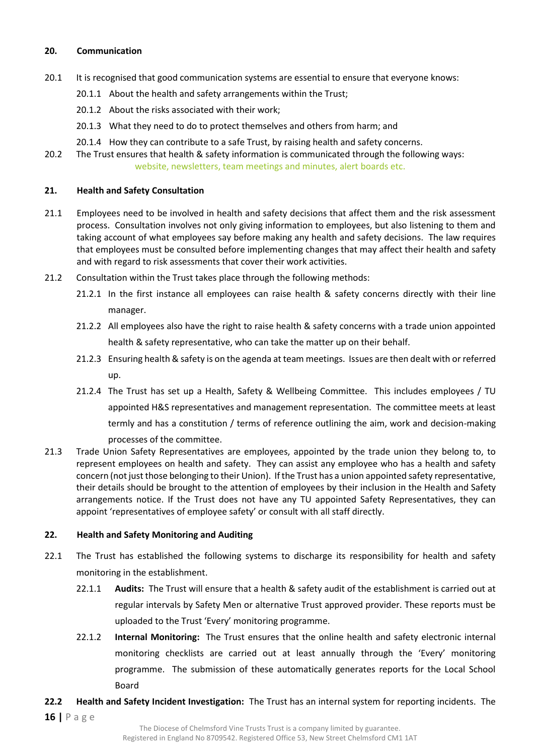## 20. Communication

20.1 It is recognised that good communication systems are essential to ensure that everyone knows:

20.1.1 About the health and safety arrangements within the Trust;

20.1.2 About the risks associated with their work;

20.1.3 What they need to do to protect themselves and others from harm; and

20.1.4 How they can contribute to a safe Trust, by raising health and safety concerns.

20.2 The Trust ensures that health & safety information is communicated through the following ways:
website, newsletters, team meetings and minutes, alert boards etc.

## 21. Health and Safety Consultation

21.1 Employees need to be involved in health and safety decisions that affect them and the risk assessment process. Consultation involves not only giving information to employees, but also listening to them and taking account of what employees say before making any health and safety decisions. The law requires that employees must be consulted before implementing changes that may affect their health and safety and with regard to risk assessments that cover their work activities.

21.2 Consultation within the Trust takes place through the following methods:

21.2.1 In the first instance all employees can raise health & safety concerns directly with their line manager.

21.2.2 All employees also have the right to raise health & safety concerns with a trade union appointed health & safety representative, who can take the matter up on their behalf.

21.2.3 Ensuring health & safety is on the agenda at team meetings. Issues are then dealt with or referred up.

21.2.4 The Trust has set up a Health, Safety & Wellbeing Committee. This includes employees / TU appointed H&S representatives and management representation. The committee meets at least termly and has a constitution / terms of reference outlining the aim, work and decision-making processes of the committee.

21.3 Trade Union Safety Representatives are employees, appointed by the trade union they belong to, to represent employees on health and safety. They can assist any employee who has a health and safety concern (not just those belonging to their Union). If the Trust has a union appointed safety representative, their details should be brought to the attention of employees by their inclusion in the Health and Safety arrangements notice. If the Trust does not have any TU appointed Safety Representatives, they can appoint 'representatives of employee safety' or consult with all staff directly.

## 22. Health and Safety Monitoring and Auditing

22.1 The Trust has established the following systems to discharge its responsibility for health and safety monitoring in the establishment.

22.1.1 **Audits:** The Trust will ensure that a health & safety audit of the establishment is carried out at regular intervals by Safety Men or alternative Trust approved provider. These reports must be uploaded to the Trust 'Every' monitoring programme.

22.1.2 **Internal Monitoring:** The Trust ensures that the online health and safety electronic internal monitoring checklists are carried out at least annually through the 'Every' monitoring programme. The submission of these automatically generates reports for the Local School Board

**22.2 Health and Safety Incident Investigation:** The Trust has an internal system for reporting incidents. The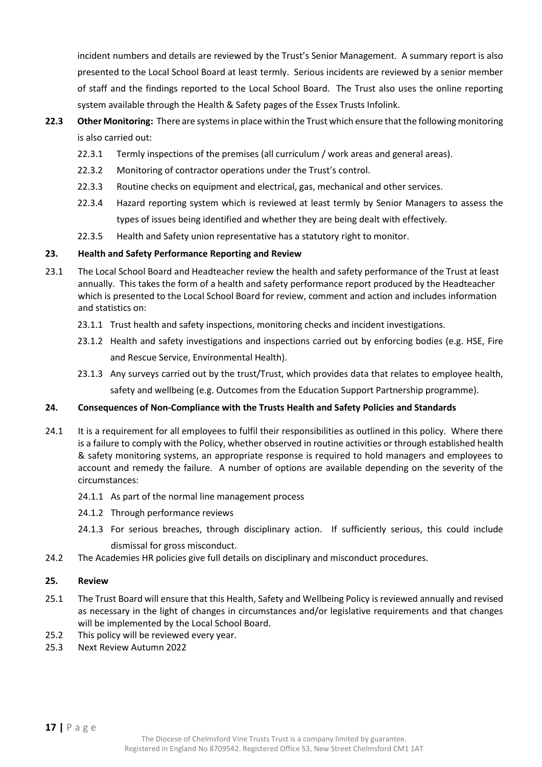incident numbers and details are reviewed by the Trust's Senior Management. A summary report is also presented to the Local School Board at least termly. Serious incidents are reviewed by a senior member of staff and the findings reported to the Local School Board. The Trust also uses the online reporting system available through the Health & Safety pages of the Essex Trusts Infolink.

**22.3 Other Monitoring:** There are systems in place within the Trust which ensure that the following monitoring is also carried out:

- 22.3.1 Termly inspections of the premises (all curriculum / work areas and general areas).
- 22.3.2 Monitoring of contractor operations under the Trust's control.
- 22.3.3 Routine checks on equipment and electrical, gas, mechanical and other services.
- 22.3.4 Hazard reporting system which is reviewed at least termly by Senior Managers to assess the types of issues being identified and whether they are being dealt with effectively.
- 22.3.5 Health and Safety union representative has a statutory right to monitor.

## 23. Health and Safety Performance Reporting and Review

23.1 The Local School Board and Headteacher review the health and safety performance of the Trust at least annually. This takes the form of a health and safety performance report produced by the Headteacher which is presented to the Local School Board for review, comment and action and includes information and statistics on:

- 23.1.1 Trust health and safety inspections, monitoring checks and incident investigations.
- 23.1.2 Health and safety investigations and inspections carried out by enforcing bodies (e.g. HSE, Fire and Rescue Service, Environmental Health).
- 23.1.3 Any surveys carried out by the trust/Trust, which provides data that relates to employee health, safety and wellbeing (e.g. Outcomes from the Education Support Partnership programme).

## 24. Consequences of Non-Compliance with the Trusts Health and Safety Policies and Standards

24.1 It is a requirement for all employees to fulfil their responsibilities as outlined in this policy. Where there is a failure to comply with the Policy, whether observed in routine activities or through established health & safety monitoring systems, an appropriate response is required to hold managers and employees to account and remedy the failure. A number of options are available depending on the severity of the circumstances:

- 24.1.1 As part of the normal line management process
- 24.1.2 Through performance reviews
- 24.1.3 For serious breaches, through disciplinary action. If sufficiently serious, this could include dismissal for gross misconduct.

24.2 The Academies HR policies give full details on disciplinary and misconduct procedures.

## 25. Review

25.1 The Trust Board will ensure that this Health, Safety and Wellbeing Policy is reviewed annually and revised as necessary in the light of changes in circumstances and/or legislative requirements and that changes will be implemented by the Local School Board.

25.2 This policy will be reviewed every year.

25.3 Next Review Autumn 2022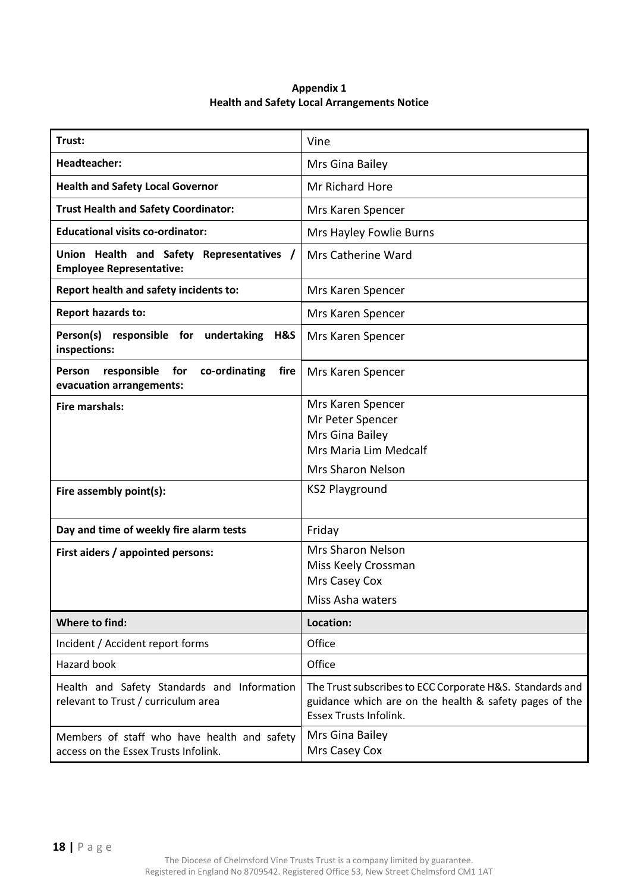**Appendix 1**
**Health and Safety Local Arrangements Notice**

| | |
|---|---|
| **Trust:** | Vine |
| **Headteacher:** | Mrs Gina Bailey |
| **Health and Safety Local Governor** | Mr Richard Hore |
| **Trust Health and Safety Coordinator:** | Mrs Karen Spencer |
| **Educational visits co-ordinator:** | Mrs Hayley Fowlie Burns |
| **Union Health and Safety Representatives / Employee Representative:** | Mrs Catherine Ward |
| **Report health and safety incidents to:** | Mrs Karen Spencer |
| **Report hazards to:** | Mrs Karen Spencer |
| **Person(s) responsible for undertaking H&S inspections:** | Mrs Karen Spencer |
| **Person responsible for co-ordinating fire evacuation arrangements:** | Mrs Karen Spencer |
| **Fire marshals:** | Mrs Karen Spencer<br>Mr Peter Spencer<br>Mrs Gina Bailey<br>Mrs Maria Lim Medcalf<br>Mrs Sharon Nelson |
| **Fire assembly point(s):** | KS2 Playground |
| **Day and time of weekly fire alarm tests** | Friday |
| **First aiders / appointed persons:** | Mrs Sharon Nelson<br>Miss Keely Crossman<br>Mrs Casey Cox<br>Miss Asha waters |
| **Where to find:** | **Location:** |
| Incident / Accident report forms | Office |
| Hazard book | Office |
| Health and Safety Standards and Information relevant to Trust / curriculum area | The Trust subscribes to ECC Corporate H&S. Standards and guidance which are on the health & safety pages of the Essex Trusts Infolink. |
| Members of staff who have health and safety access on the Essex Trusts Infolink. | Mrs Gina Bailey<br>Mrs Casey Cox |

The Diocese of Chelmsford Vine Trusts Trust is a company limited by guarantee.
Registered in England No 8709542. Registered Office 53, New Street Chelmsford CM1 1AT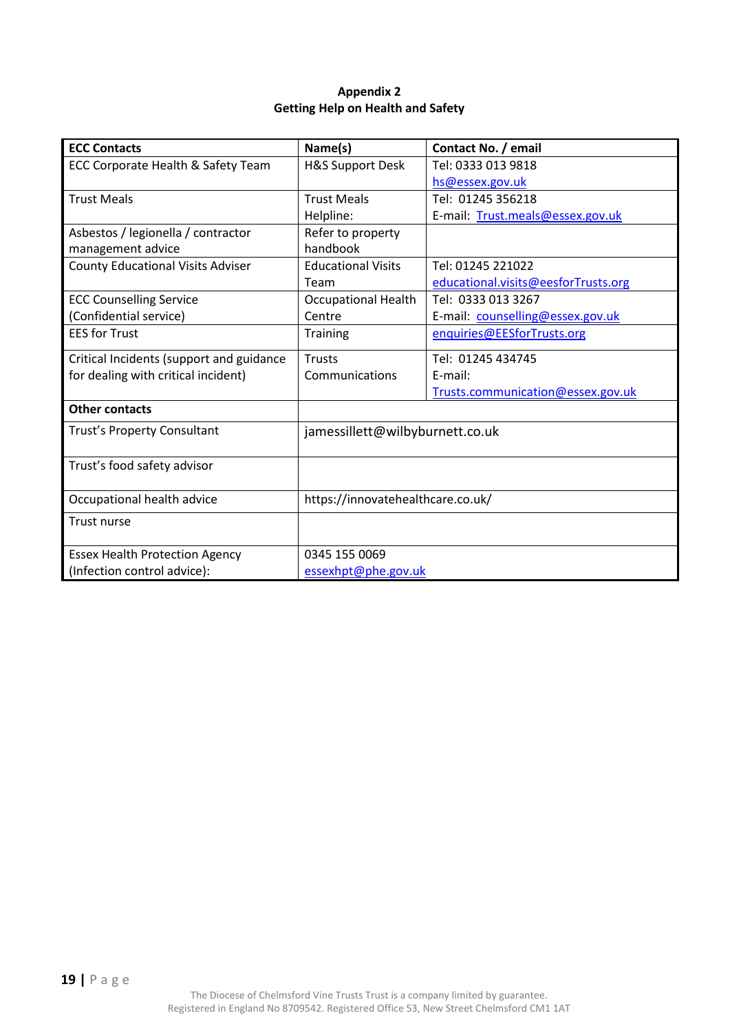**Appendix 2**
**Getting Help on Health and Safety**

| **ECC Contacts** | **Name(s)** | **Contact No. / email** |
|---|---|---|
| ECC Corporate Health & Safety Team | H&S Support Desk | Tel: 0333 013 9818 hs@essex.gov.uk |
| Trust Meals | Trust Meals Helpline: | Tel: 01245 356218 E-mail: Trust.meals@essex.gov.uk |
| Asbestos / legionella / contractor management advice | Refer to property handbook | |
| County Educational Visits Adviser | Educational Visits Team | Tel: 01245 221022 educational.visits@eesforTrusts.org |
| ECC Counselling Service (Confidential service) | Occupational Health Centre | Tel: 0333 013 3267 E-mail: counselling@essex.gov.uk |
| EES for Trust | Training | enquiries@EESforTrusts.org |
| Critical Incidents (support and guidance for dealing with critical incident) | Trusts Communications | Tel: 01245 434745 E-mail: Trusts.communication@essex.gov.uk |
| **Other contacts** | | |
| Trust's Property Consultant | jamessillett@wilbyburnett.co.uk | |
| Trust's food safety advisor | | |
| Occupational health advice | https://innovatehealthcare.co.uk/ | |
| Trust nurse | | |
| Essex Health Protection Agency (Infection control advice): | 0345 155 0069 essexhpt@phe.gov.uk | |

The Diocese of Chelmsford Vine Trusts Trust is a company limited by guarantee.
Registered in England No 8709542. Registered Office 53, New Street Chelmsford CM1 1AT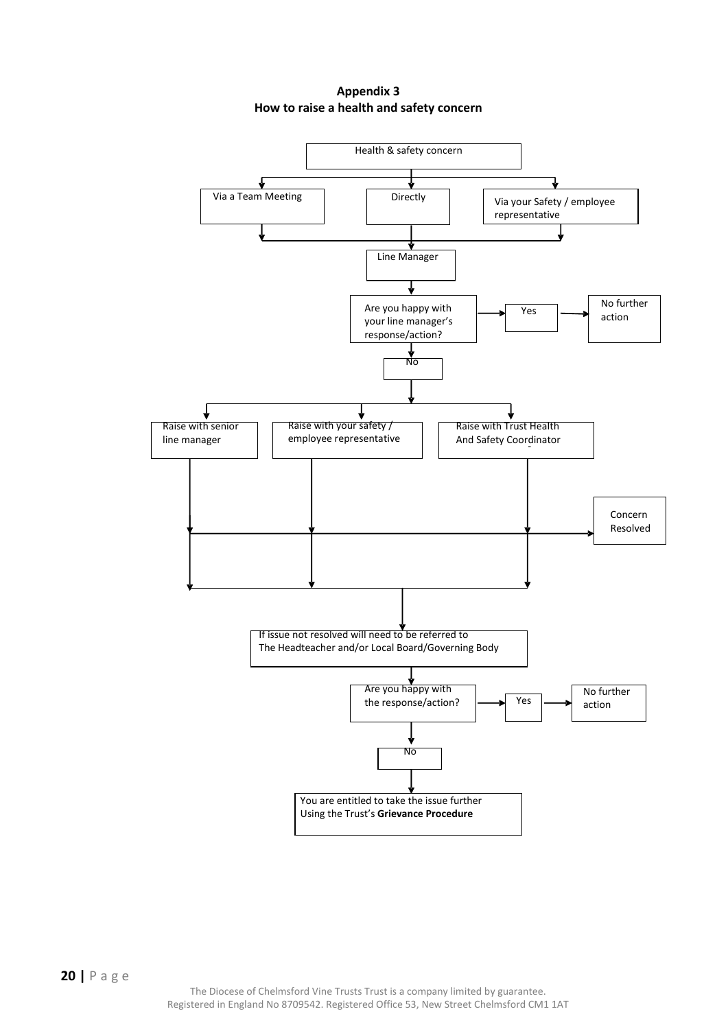**Appendix 3**
**How to raise a health and safety concern**

Health & safety concern

- Via a Team Meeting
- Directly
- Via your Safety / employee representative

Line Manager

Are you happy with your line manager's response/action?

- Yes → No further action
- No

- Raise with senior line manager
- Raise with your safety / employee representative
- Raise with Trust Health And Safety Coordinator

Concern Resolved

If issue not resolved will need to be referred to The Headteacher and/or Local Board/Governing Body

Are you happy with the response/action?

- Yes → No further action
- No

You are entitled to take the issue further Using the Trust's **Grievance Procedure**

The Diocese of Chelmsford Vine Trusts Trust is a company limited by guarantee.
Registered in England No 8709542. Registered Office 53, New Street Chelmsford CM1 1AT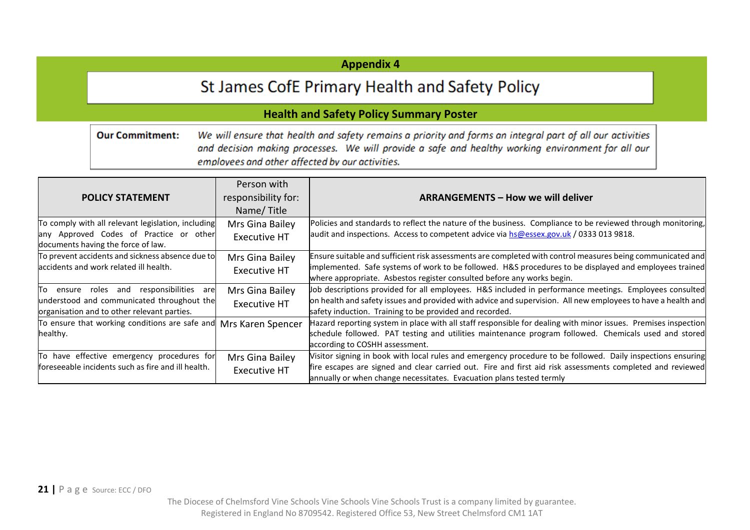**Appendix 4**

# St James CofE Primary Health and Safety Policy

## Health and Safety Policy Summary Poster

**Our Commitment:** *We will ensure that health and safety remains a priority and forms an integral part of all our activities and decision making processes. We will provide a safe and healthy working environment for all our employees and other affected by our activities.*

| POLICY STATEMENT | Person with responsibility for: Name/ Title | ARRANGEMENTS – How we will deliver |
|---|---|---|
| To comply with all relevant legislation, including any Approved Codes of Practice or other documents having the force of law. | Mrs Gina Bailey Executive HT | Policies and standards to reflect the nature of the business. Compliance to be reviewed through monitoring, audit and inspections. Access to competent advice via hs@essex.gov.uk / 0333 013 9818. |
| To prevent accidents and sickness absence due to accidents and work related ill health. | Mrs Gina Bailey Executive HT | Ensure suitable and sufficient risk assessments are completed with control measures being communicated and implemented. Safe systems of work to be followed. H&S procedures to be displayed and employees trained where appropriate. Asbestos register consulted before any works begin. |
| To ensure roles and responsibilities are understood and communicated throughout the organisation and to other relevant parties. | Mrs Gina Bailey Executive HT | Job descriptions provided for all employees. H&S included in performance meetings. Employees consulted on health and safety issues and provided with advice and supervision. All new employees to have a health and safety induction. Training to be provided and recorded. |
| To ensure that working conditions are safe and healthy. | Mrs Karen Spencer | Hazard reporting system in place with all staff responsible for dealing with minor issues. Premises inspection schedule followed. PAT testing and utilities maintenance program followed. Chemicals used and stored according to COSHH assessment. |
| To have effective emergency procedures for foreseeable incidents such as fire and ill health. | Mrs Gina Bailey Executive HT | Visitor signing in book with local rules and emergency procedure to be followed. Daily inspections ensuring fire escapes are signed and clear carried out. Fire and first aid risk assessments completed and reviewed annually or when change necessitates. Evacuation plans tested termly |

Source: ECC / DFO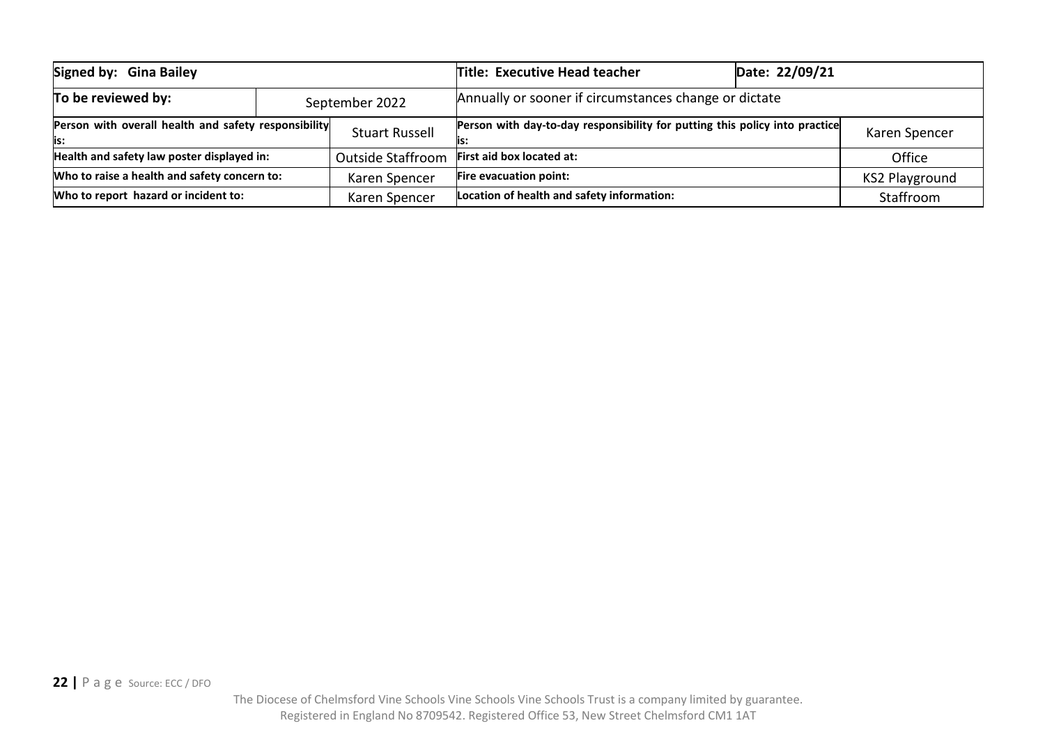| | | | |
|---|---|---|---|
| **Signed by: Gina Bailey** | | **Title: Executive Head teacher** | **Date: 22/09/21** |
| **To be reviewed by:** | September 2022 | Annually or sooner if circumstances change or dictate | |
| **Person with overall health and safety responsibility is:** | Stuart Russell | **Person with day-to-day responsibility for putting this policy into practice is:** | Karen Spencer |
| **Health and safety law poster displayed in:** | Outside Staffroom | **First aid box located at:** | Office |
| **Who to raise a health and safety concern to:** | Karen Spencer | **Fire evacuation point:** | KS2 Playground |
| **Who to report hazard or incident to:** | Karen Spencer | **Location of health and safety information:** | Staffroom |

Source: ECC / DFO

The Diocese of Chelmsford Vine Schools Vine Schools Vine Schools Trust is a company limited by guarantee.
Registered in England No 8709542. Registered Office 53, New Street Chelmsford CM1 1AT